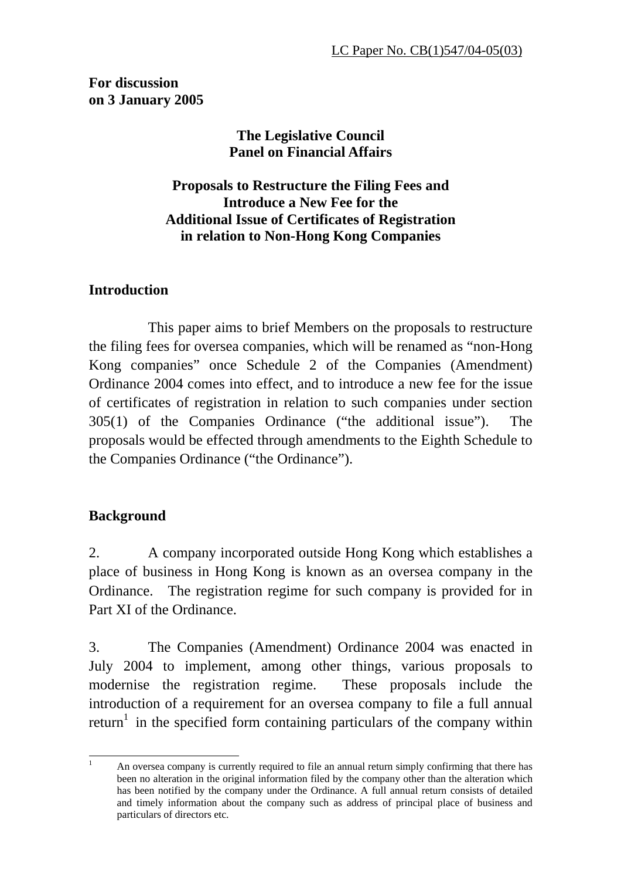LC Paper No. CB(1)547/04-05(03)

**For discussion on 3 January 2005**

**The Legislative Council Panel on Financial Affairs**

**Proposals to Restructure the Filing Fees and Introduce a New Fee for the Additional Issue of Certificates of Registration in relation to Non-Hong Kong Companies**

## Introduction

This paper aims to brief Members on the proposals to restructure the filing fees for oversea companies, which will be renamed as "non-Hong Kong companies" once Schedule 2 of the Companies (Amendment) Ordinance 2004 comes into effect, and to introduce a new fee for the issue of certificates of registration in relation to such companies under section 305(1) of the Companies Ordinance ("the additional issue"). The proposals would be effected through amendments to the Eighth Schedule to the Companies Ordinance ("the Ordinance").

## Background

2. A company incorporated outside Hong Kong which establishes a place of business in Hong Kong is known as an oversea company in the Ordinance. The registration regime for such company is provided for in Part XI of the Ordinance.

3. The Companies (Amendment) Ordinance 2004 was enacted in July 2004 to implement, among other things, various proposals to modernise the registration regime. These proposals include the introduction of a requirement for an oversea company to file a full annual return[1] in the specified form containing particulars of the company within

[1] An oversea company is currently required to file an annual return simply confirming that there has been no alteration in the original information filed by the company other than the alteration which has been notified by the company under the Ordinance. A full annual return consists of detailed and timely information about the company such as address of principal place of business and particulars of directors etc.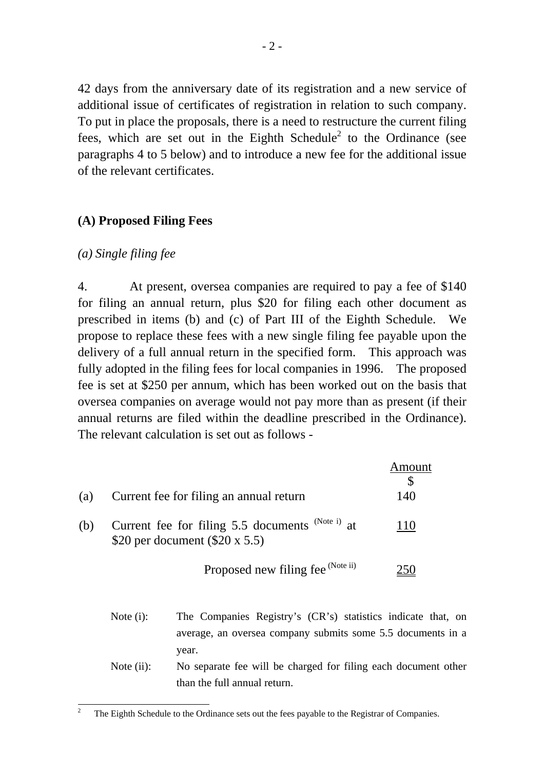42 days from the anniversary date of its registration and a new service of additional issue of certificates of registration in relation to such company. To put in place the proposals, there is a need to restructure the current filing fees, which are set out in the Eighth Schedule[2] to the Ordinance (see paragraphs 4 to 5 below) and to introduce a new fee for the additional issue of the relevant certificates.

## (A) Proposed Filing Fees

*(a) Single filing fee*

4. At present, oversea companies are required to pay a fee of $140 for filing an annual return, plus $20 for filing each other document as prescribed in items (b) and (c) of Part III of the Eighth Schedule. We propose to replace these fees with a new single filing fee payable upon the delivery of a full annual return in the specified form. This approach was fully adopted in the filing fees for local companies in 1996. The proposed fee is set at $250 per annum, which has been worked out on the basis that oversea companies on average would not pay more than as present (if their annual returns are filed within the deadline prescribed in the Ordinance). The relevant calculation is set out as follows -

| | | Amount $ |
|---|---|---|
| (a) | Current fee for filing an annual return | 140 |
| (b) | Current fee for filing 5.5 documents (Note i) at $20 per document ($20 x 5.5) | 110 |
| | Proposed new filing fee (Note ii) | 250 |

Note (i): The Companies Registry's (CR's) statistics indicate that, on average, an oversea company submits some 5.5 documents in a year.

Note (ii): No separate fee will be charged for filing each document other than the full annual return.

[2] The Eighth Schedule to the Ordinance sets out the fees payable to the Registrar of Companies.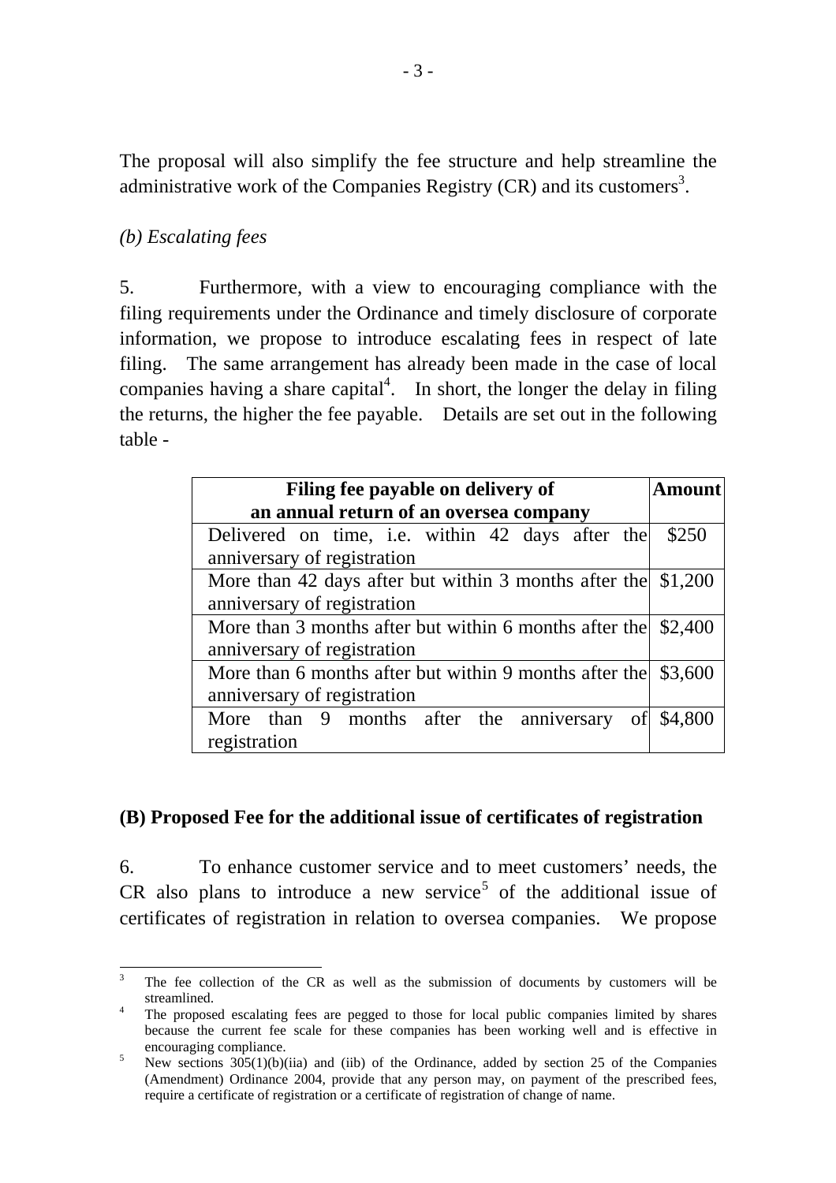The proposal will also simplify the fee structure and help streamline the administrative work of the Companies Registry (CR) and its customers[3].

*(b) Escalating fees*

5. Furthermore, with a view to encouraging compliance with the filing requirements under the Ordinance and timely disclosure of corporate information, we propose to introduce escalating fees in respect of late filing. The same arrangement has already been made in the case of local companies having a share capital[4]. In short, the longer the delay in filing the returns, the higher the fee payable. Details are set out in the following table -

| **Filing fee payable on delivery of an annual return of an oversea company** | **Amount** |
|---|---|
| Delivered on time, i.e. within 42 days after the anniversary of registration | $250 |
| More than 42 days after but within 3 months after the anniversary of registration | $1,200 |
| More than 3 months after but within 6 months after the anniversary of registration | $2,400 |
| More than 6 months after but within 9 months after the anniversary of registration | $3,600 |
| More than 9 months after the anniversary of registration | $4,800 |

## (B) Proposed Fee for the additional issue of certificates of registration

6. To enhance customer service and to meet customers' needs, the CR also plans to introduce a new service[5] of the additional issue of certificates of registration in relation to oversea companies. We propose

---

[3] The fee collection of the CR as well as the submission of documents by customers will be streamlined.

[4] The proposed escalating fees are pegged to those for local public companies limited by shares because the current fee scale for these companies has been working well and is effective in encouraging compliance.

[5] New sections 305(1)(b)(iia) and (iib) of the Ordinance, added by section 25 of the Companies (Amendment) Ordinance 2004, provide that any person may, on payment of the prescribed fees, require a certificate of registration or a certificate of registration of change of name.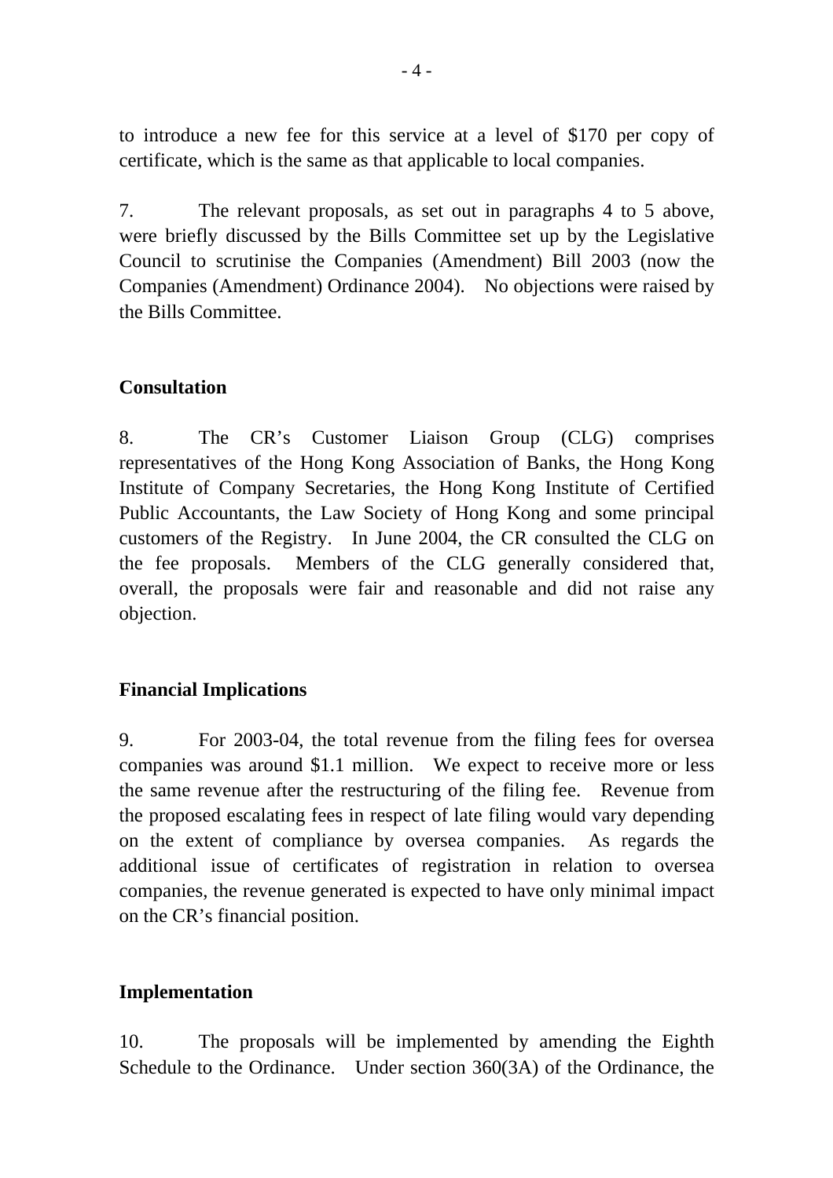to introduce a new fee for this service at a level of $170 per copy of certificate, which is the same as that applicable to local companies.

7. The relevant proposals, as set out in paragraphs 4 to 5 above, were briefly discussed by the Bills Committee set up by the Legislative Council to scrutinise the Companies (Amendment) Bill 2003 (now the Companies (Amendment) Ordinance 2004). No objections were raised by the Bills Committee.

**Consultation**

8. The CR's Customer Liaison Group (CLG) comprises representatives of the Hong Kong Association of Banks, the Hong Kong Institute of Company Secretaries, the Hong Kong Institute of Certified Public Accountants, the Law Society of Hong Kong and some principal customers of the Registry. In June 2004, the CR consulted the CLG on the fee proposals. Members of the CLG generally considered that, overall, the proposals were fair and reasonable and did not raise any objection.

**Financial Implications**

9. For 2003-04, the total revenue from the filing fees for oversea companies was around $1.1 million. We expect to receive more or less the same revenue after the restructuring of the filing fee. Revenue from the proposed escalating fees in respect of late filing would vary depending on the extent of compliance by oversea companies. As regards the additional issue of certificates of registration in relation to oversea companies, the revenue generated is expected to have only minimal impact on the CR's financial position.

**Implementation**

10. The proposals will be implemented by amending the Eighth Schedule to the Ordinance. Under section 360(3A) of the Ordinance, the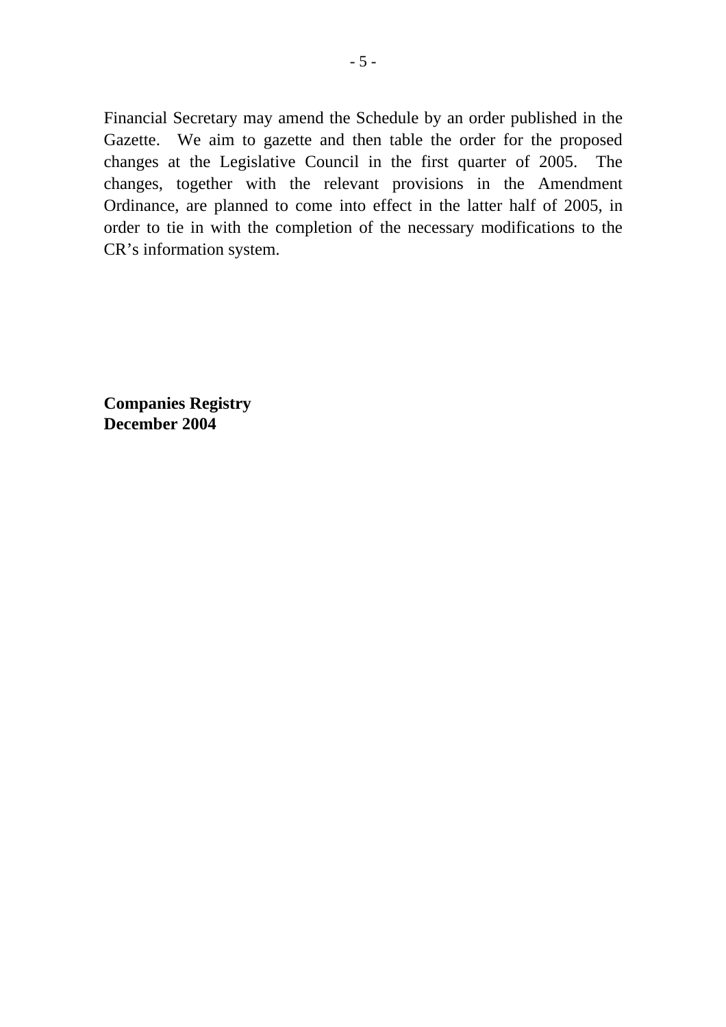Financial Secretary may amend the Schedule by an order published in the Gazette. We aim to gazette and then table the order for the proposed changes at the Legislative Council in the first quarter of 2005. The changes, together with the relevant provisions in the Amendment Ordinance, are planned to come into effect in the latter half of 2005, in order to tie in with the completion of the necessary modifications to the CR's information system.

**Companies Registry**
**December 2004**